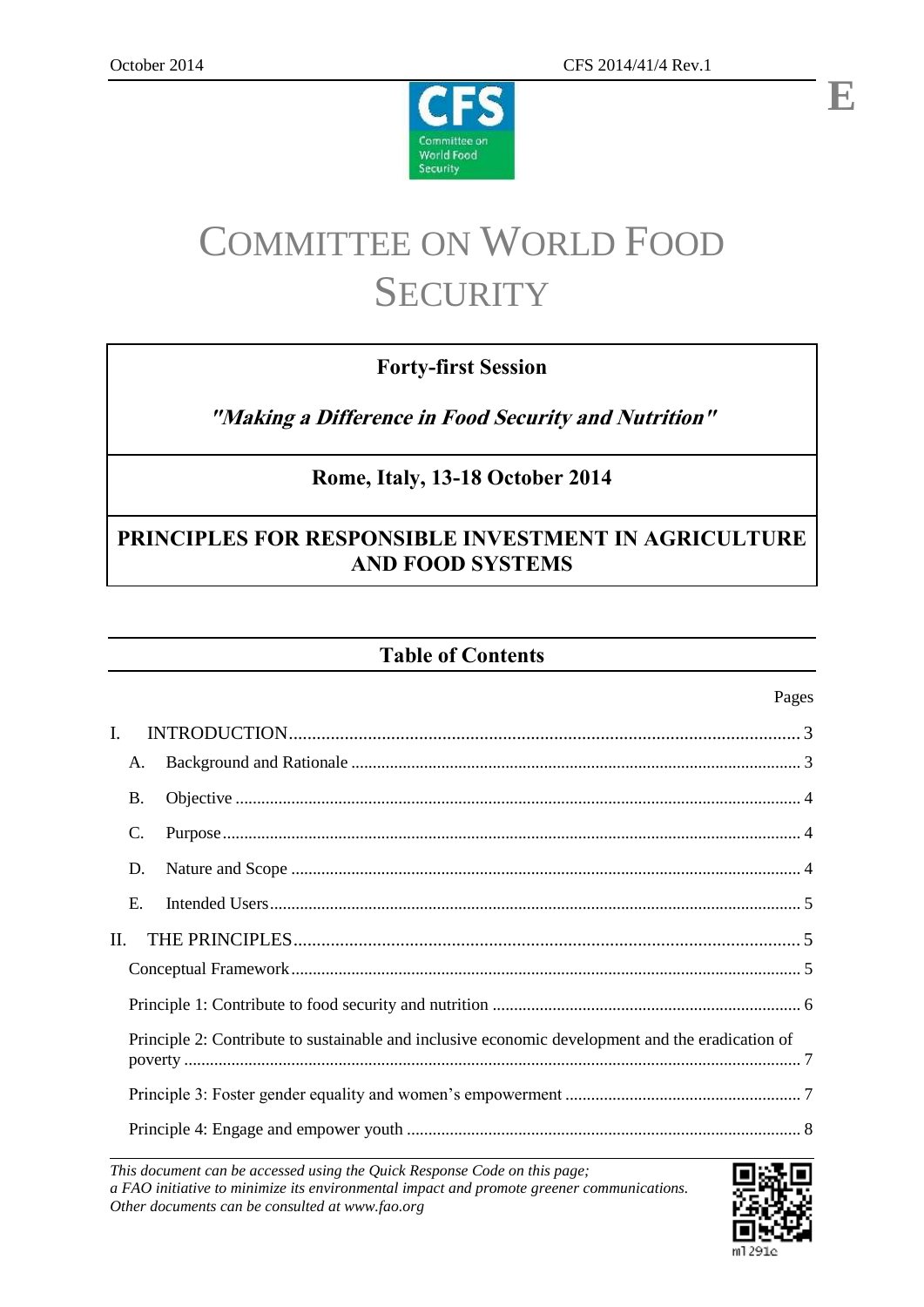October 2014 CFS 2014/41/4 Rev.1

E

# COMMITTEE ON WORLD FOOD SECURITY

**Forty-first Session**

***"Making a Difference in Food Security and Nutrition"***

**Rome, Italy, 13-18 October 2014**

## PRINCIPLES FOR RESPONSIBLE INVESTMENT IN AGRICULTURE AND FOOD SYSTEMS

### Table of Contents

| | Pages |
|---|---|
| I. INTRODUCTION | 3 |
| A. Background and Rationale | 3 |
| B. Objective | 4 |
| C. Purpose | 4 |
| D. Nature and Scope | 4 |
| E. Intended Users | 5 |
| II. THE PRINCIPLES | 5 |
| Conceptual Framework | 5 |
| Principle 1: Contribute to food security and nutrition | 6 |
| Principle 2: Contribute to sustainable and inclusive economic development and the eradication of poverty | 7 |
| Principle 3: Foster gender equality and women's empowerment | 7 |
| Principle 4: Engage and empower youth | 8 |

*This document can be accessed using the Quick Response Code on this page; a FAO initiative to minimize its environmental impact and promote greener communications. Other documents can be consulted at www.fao.org*

ml291e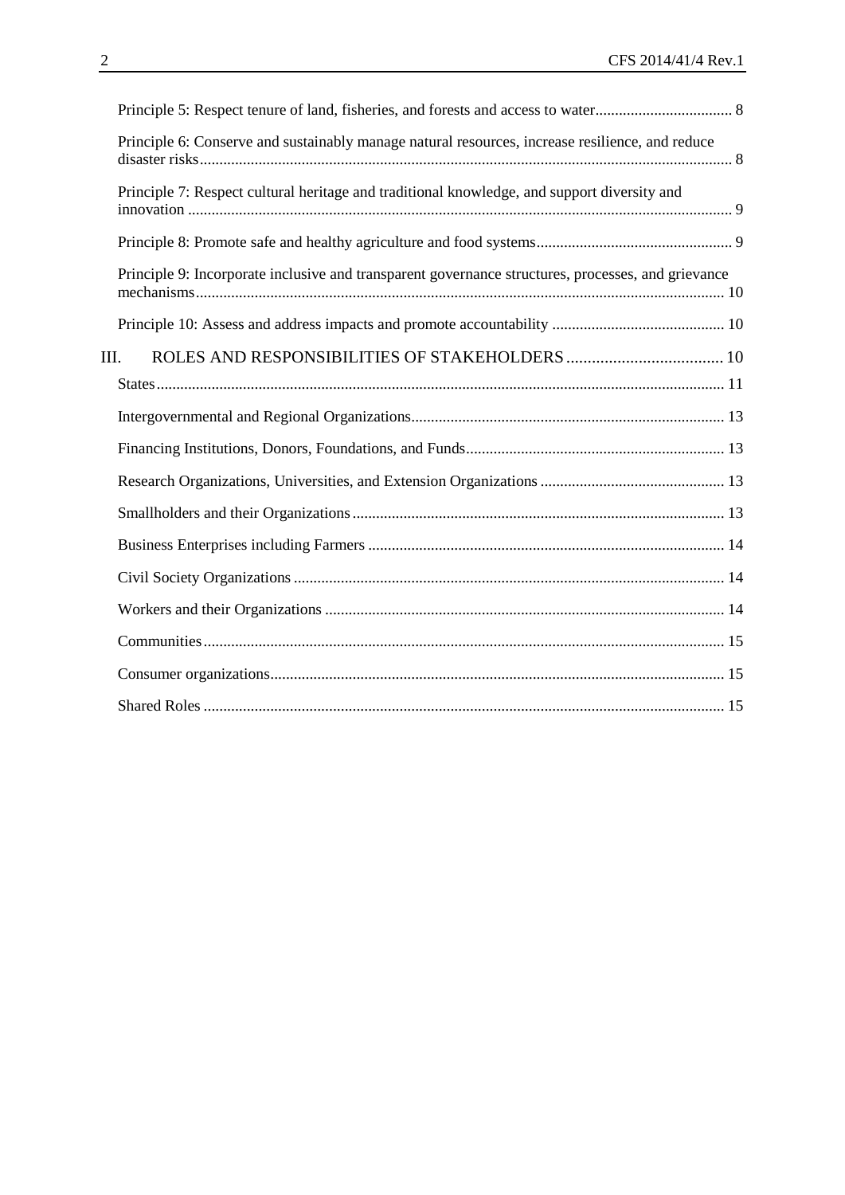Principle 5: Respect tenure of land, fisheries, and forests and access to water .................................. 8

Principle 6: Conserve and sustainably manage natural resources, increase resilience, and reduce disaster risks ..................................................................................................................................... 8

Principle 7: Respect cultural heritage and traditional knowledge, and support diversity and innovation ........................................................................................................................................ 9

Principle 8: Promote safe and healthy agriculture and food systems ................................................ 9

Principle 9: Incorporate inclusive and transparent governance structures, processes, and grievance mechanisms .................................................................................................................................... 10

Principle 10: Assess and address impacts and promote accountability ........................................... 10

III. ROLES AND RESPONSIBILITIES OF STAKEHOLDERS ..................................... 10

States ............................................................................................................................................... 11

Intergovernmental and Regional Organizations .............................................................................. 13

Financing Institutions, Donors, Foundations, and Funds ................................................................ 13

Research Organizations, Universities, and Extension Organizations .............................................. 13

Smallholders and their Organizations ............................................................................................. 13

Business Enterprises including Farmers ......................................................................................... 14

Civil Society Organizations ............................................................................................................ 14

Workers and their Organizations .................................................................................................... 14

Communities ................................................................................................................................... 15

Consumer organizations .................................................................................................................. 15

Shared Roles ................................................................................................................................... 15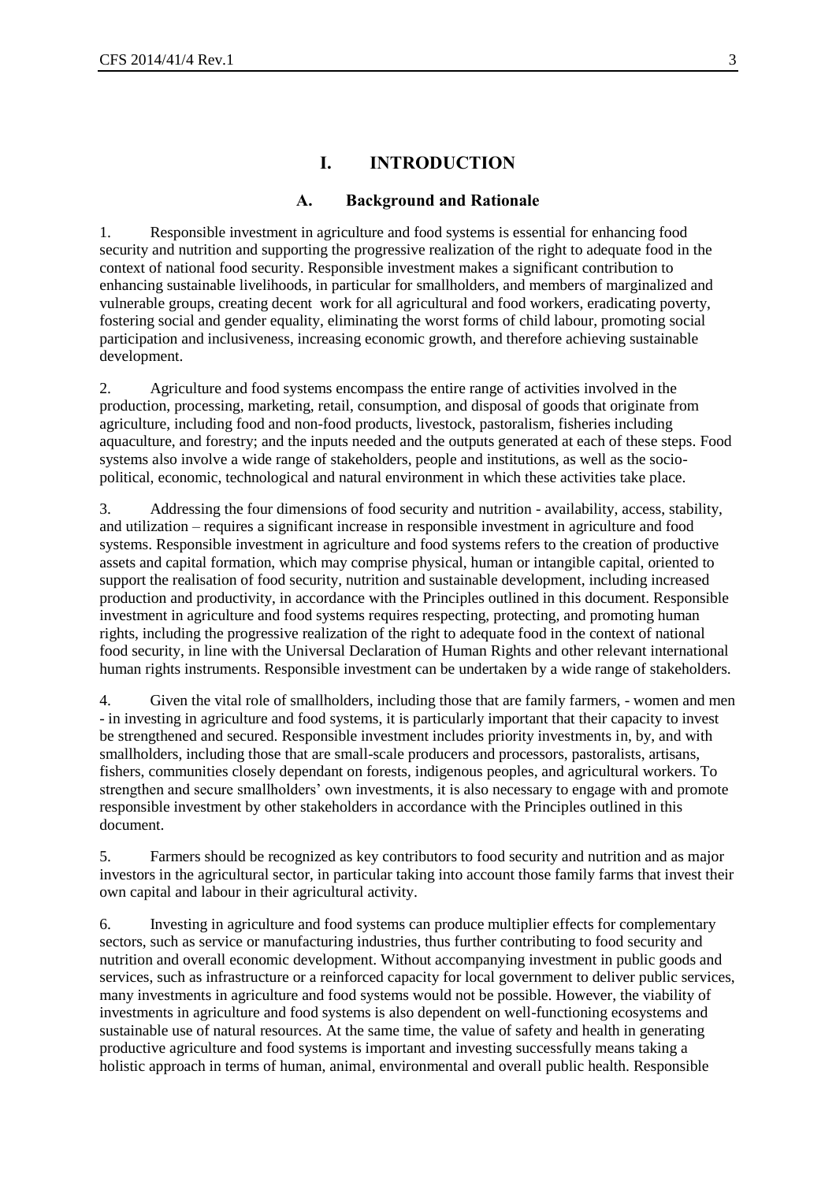# I. INTRODUCTION

## A. Background and Rationale

1. Responsible investment in agriculture and food systems is essential for enhancing food security and nutrition and supporting the progressive realization of the right to adequate food in the context of national food security. Responsible investment makes a significant contribution to enhancing sustainable livelihoods, in particular for smallholders, and members of marginalized and vulnerable groups, creating decent work for all agricultural and food workers, eradicating poverty, fostering social and gender equality, eliminating the worst forms of child labour, promoting social participation and inclusiveness, increasing economic growth, and therefore achieving sustainable development.

2. Agriculture and food systems encompass the entire range of activities involved in the production, processing, marketing, retail, consumption, and disposal of goods that originate from agriculture, including food and non-food products, livestock, pastoralism, fisheries including aquaculture, and forestry; and the inputs needed and the outputs generated at each of these steps. Food systems also involve a wide range of stakeholders, people and institutions, as well as the socio-political, economic, technological and natural environment in which these activities take place.

3. Addressing the four dimensions of food security and nutrition - availability, access, stability, and utilization – requires a significant increase in responsible investment in agriculture and food systems. Responsible investment in agriculture and food systems refers to the creation of productive assets and capital formation, which may comprise physical, human or intangible capital, oriented to support the realisation of food security, nutrition and sustainable development, including increased production and productivity, in accordance with the Principles outlined in this document. Responsible investment in agriculture and food systems requires respecting, protecting, and promoting human rights, including the progressive realization of the right to adequate food in the context of national food security, in line with the Universal Declaration of Human Rights and other relevant international human rights instruments. Responsible investment can be undertaken by a wide range of stakeholders.

4. Given the vital role of smallholders, including those that are family farmers, - women and men - in investing in agriculture and food systems, it is particularly important that their capacity to invest be strengthened and secured. Responsible investment includes priority investments in, by, and with smallholders, including those that are small-scale producers and processors, pastoralists, artisans, fishers, communities closely dependant on forests, indigenous peoples, and agricultural workers. To strengthen and secure smallholders' own investments, it is also necessary to engage with and promote responsible investment by other stakeholders in accordance with the Principles outlined in this document.

5. Farmers should be recognized as key contributors to food security and nutrition and as major investors in the agricultural sector, in particular taking into account those family farms that invest their own capital and labour in their agricultural activity.

6. Investing in agriculture and food systems can produce multiplier effects for complementary sectors, such as service or manufacturing industries, thus further contributing to food security and nutrition and overall economic development. Without accompanying investment in public goods and services, such as infrastructure or a reinforced capacity for local government to deliver public services, many investments in agriculture and food systems would not be possible. However, the viability of investments in agriculture and food systems is also dependent on well-functioning ecosystems and sustainable use of natural resources. At the same time, the value of safety and health in generating productive agriculture and food systems is important and investing successfully means taking a holistic approach in terms of human, animal, environmental and overall public health. Responsible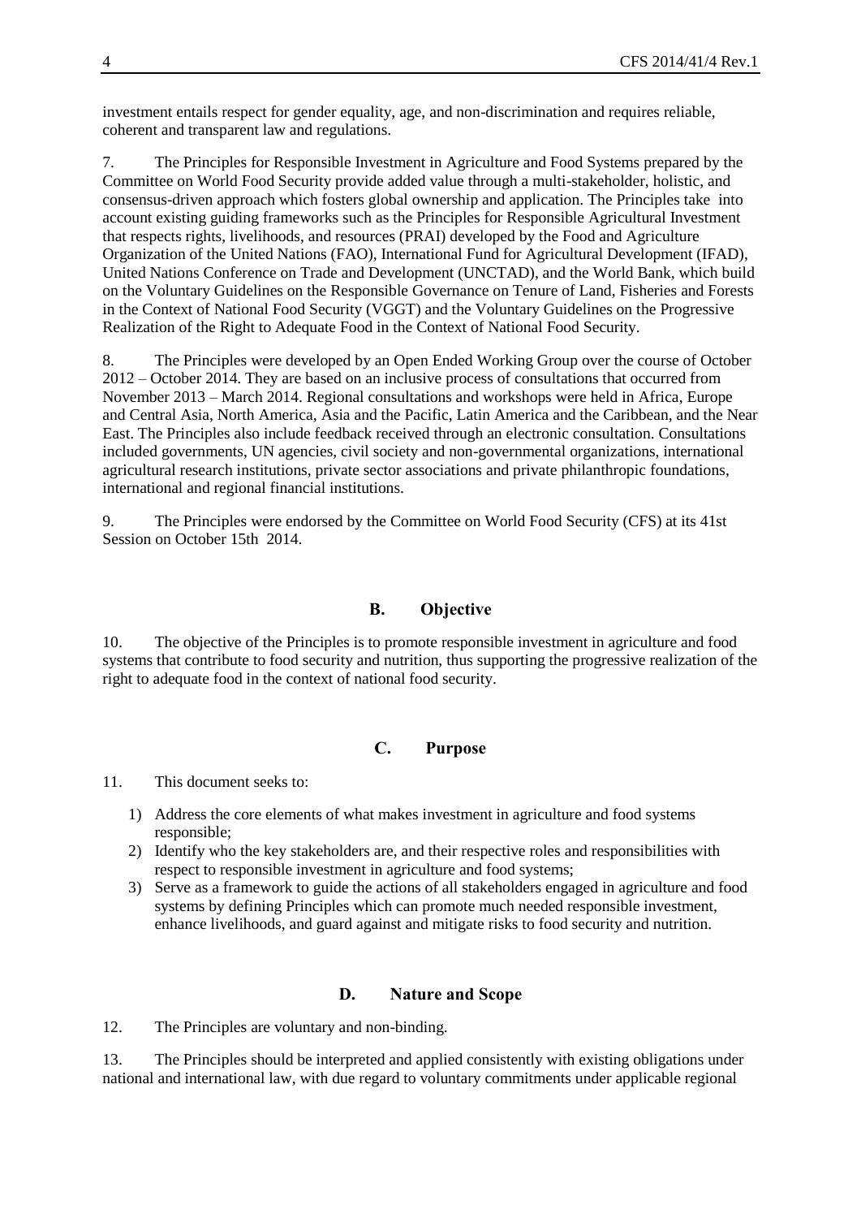investment entails respect for gender equality, age, and non-discrimination and requires reliable, coherent and transparent law and regulations.

7. The Principles for Responsible Investment in Agriculture and Food Systems prepared by the Committee on World Food Security provide added value through a multi-stakeholder, holistic, and consensus-driven approach which fosters global ownership and application. The Principles take into account existing guiding frameworks such as the Principles for Responsible Agricultural Investment that respects rights, livelihoods, and resources (PRAI) developed by the Food and Agriculture Organization of the United Nations (FAO), International Fund for Agricultural Development (IFAD), United Nations Conference on Trade and Development (UNCTAD), and the World Bank, which build on the Voluntary Guidelines on the Responsible Governance on Tenure of Land, Fisheries and Forests in the Context of National Food Security (VGGT) and the Voluntary Guidelines on the Progressive Realization of the Right to Adequate Food in the Context of National Food Security.

8. The Principles were developed by an Open Ended Working Group over the course of October 2012 – October 2014. They are based on an inclusive process of consultations that occurred from November 2013 – March 2014. Regional consultations and workshops were held in Africa, Europe and Central Asia, North America, Asia and the Pacific, Latin America and the Caribbean, and the Near East. The Principles also include feedback received through an electronic consultation. Consultations included governments, UN agencies, civil society and non-governmental organizations, international agricultural research institutions, private sector associations and private philanthropic foundations, international and regional financial institutions.

9. The Principles were endorsed by the Committee on World Food Security (CFS) at its 41st Session on October 15th 2014.

## B. Objective

10. The objective of the Principles is to promote responsible investment in agriculture and food systems that contribute to food security and nutrition, thus supporting the progressive realization of the right to adequate food in the context of national food security.

## C. Purpose

11. This document seeks to:

1) Address the core elements of what makes investment in agriculture and food systems responsible;
2) Identify who the key stakeholders are, and their respective roles and responsibilities with respect to responsible investment in agriculture and food systems;
3) Serve as a framework to guide the actions of all stakeholders engaged in agriculture and food systems by defining Principles which can promote much needed responsible investment, enhance livelihoods, and guard against and mitigate risks to food security and nutrition.

## D. Nature and Scope

12. The Principles are voluntary and non-binding.

13. The Principles should be interpreted and applied consistently with existing obligations under national and international law, with due regard to voluntary commitments under applicable regional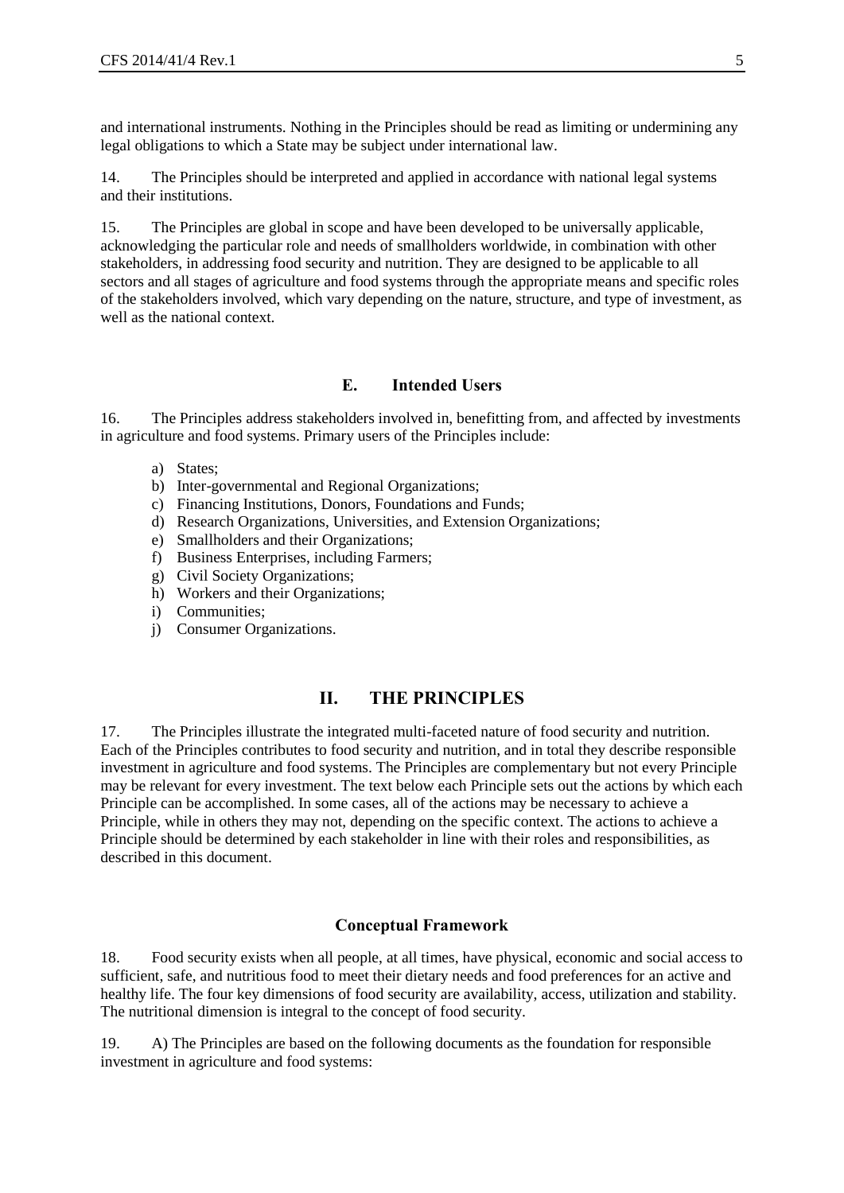and international instruments. Nothing in the Principles should be read as limiting or undermining any legal obligations to which a State may be subject under international law.

14. The Principles should be interpreted and applied in accordance with national legal systems and their institutions.

15. The Principles are global in scope and have been developed to be universally applicable, acknowledging the particular role and needs of smallholders worldwide, in combination with other stakeholders, in addressing food security and nutrition. They are designed to be applicable to all sectors and all stages of agriculture and food systems through the appropriate means and specific roles of the stakeholders involved, which vary depending on the nature, structure, and type of investment, as well as the national context.

### E. Intended Users

16. The Principles address stakeholders involved in, benefitting from, and affected by investments in agriculture and food systems. Primary users of the Principles include:

a) States;
b) Inter-governmental and Regional Organizations;
c) Financing Institutions, Donors, Foundations and Funds;
d) Research Organizations, Universities, and Extension Organizations;
e) Smallholders and their Organizations;
f) Business Enterprises, including Farmers;
g) Civil Society Organizations;
h) Workers and their Organizations;
i) Communities;
j) Consumer Organizations.

## II. THE PRINCIPLES

17. The Principles illustrate the integrated multi-faceted nature of food security and nutrition. Each of the Principles contributes to food security and nutrition, and in total they describe responsible investment in agriculture and food systems. The Principles are complementary but not every Principle may be relevant for every investment. The text below each Principle sets out the actions by which each Principle can be accomplished. In some cases, all of the actions may be necessary to achieve a Principle, while in others they may not, depending on the specific context. The actions to achieve a Principle should be determined by each stakeholder in line with their roles and responsibilities, as described in this document.

### Conceptual Framework

18. Food security exists when all people, at all times, have physical, economic and social access to sufficient, safe, and nutritious food to meet their dietary needs and food preferences for an active and healthy life. The four key dimensions of food security are availability, access, utilization and stability. The nutritional dimension is integral to the concept of food security.

19. A) The Principles are based on the following documents as the foundation for responsible investment in agriculture and food systems: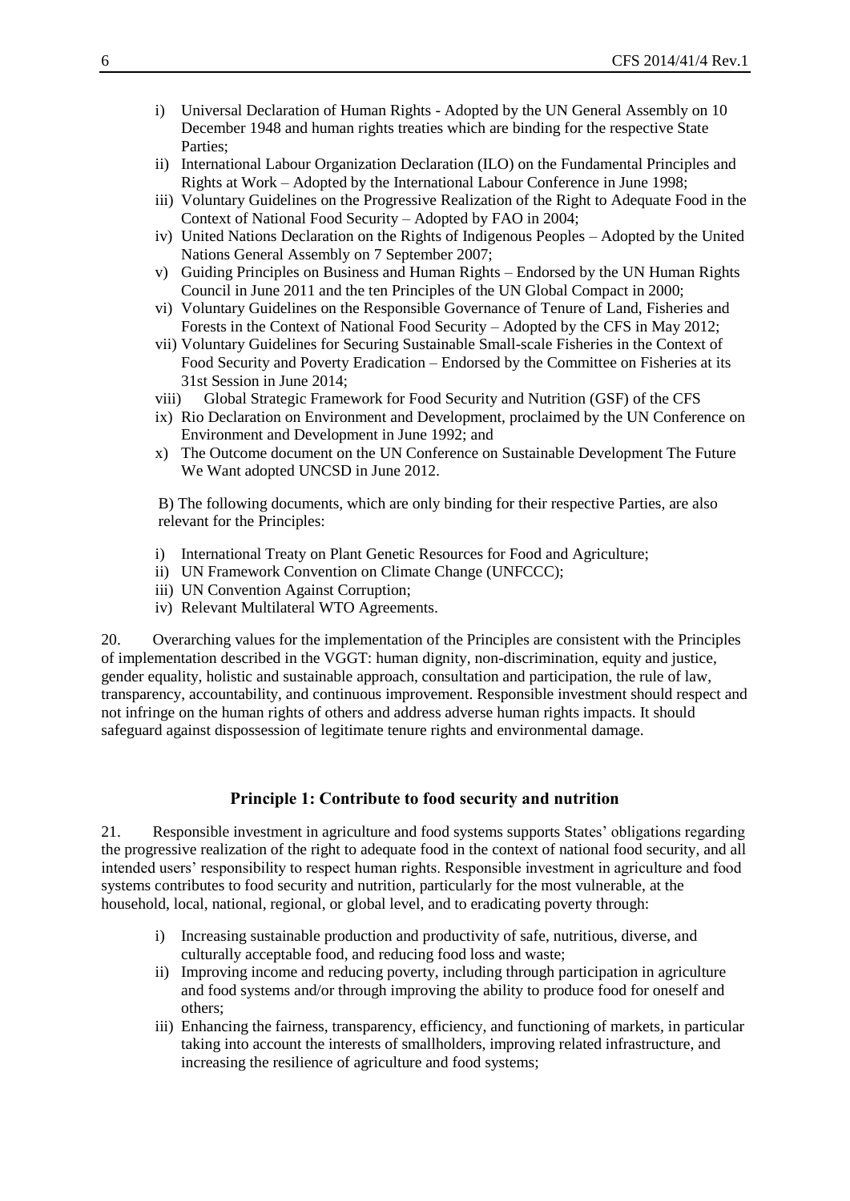i) Universal Declaration of Human Rights - Adopted by the UN General Assembly on 10 December 1948 and human rights treaties which are binding for the respective State Parties;
ii) International Labour Organization Declaration (ILO) on the Fundamental Principles and Rights at Work – Adopted by the International Labour Conference in June 1998;
iii) Voluntary Guidelines on the Progressive Realization of the Right to Adequate Food in the Context of National Food Security – Adopted by FAO in 2004;
iv) United Nations Declaration on the Rights of Indigenous Peoples – Adopted by the United Nations General Assembly on 7 September 2007;
v) Guiding Principles on Business and Human Rights – Endorsed by the UN Human Rights Council in June 2011 and the ten Principles of the UN Global Compact in 2000;
vi) Voluntary Guidelines on the Responsible Governance of Tenure of Land, Fisheries and Forests in the Context of National Food Security – Adopted by the CFS in May 2012;
vii) Voluntary Guidelines for Securing Sustainable Small-scale Fisheries in the Context of Food Security and Poverty Eradication – Endorsed by the Committee on Fisheries at its 31st Session in June 2014;
viii) Global Strategic Framework for Food Security and Nutrition (GSF) of the CFS
ix) Rio Declaration on Environment and Development, proclaimed by the UN Conference on Environment and Development in June 1992; and
x) The Outcome document on the UN Conference on Sustainable Development The Future We Want adopted UNCSD in June 2012.

B) The following documents, which are only binding for their respective Parties, are also relevant for the Principles:

i) International Treaty on Plant Genetic Resources for Food and Agriculture;
ii) UN Framework Convention on Climate Change (UNFCCC);
iii) UN Convention Against Corruption;
iv) Relevant Multilateral WTO Agreements.

20. Overarching values for the implementation of the Principles are consistent with the Principles of implementation described in the VGGT: human dignity, non-discrimination, equity and justice, gender equality, holistic and sustainable approach, consultation and participation, the rule of law, transparency, accountability, and continuous improvement. Responsible investment should respect and not infringe on the human rights of others and address adverse human rights impacts. It should safeguard against dispossession of legitimate tenure rights and environmental damage.

## Principle 1: Contribute to food security and nutrition

21. Responsible investment in agriculture and food systems supports States' obligations regarding the progressive realization of the right to adequate food in the context of national food security, and all intended users' responsibility to respect human rights. Responsible investment in agriculture and food systems contributes to food security and nutrition, particularly for the most vulnerable, at the household, local, national, regional, or global level, and to eradicating poverty through:

i) Increasing sustainable production and productivity of safe, nutritious, diverse, and culturally acceptable food, and reducing food loss and waste;
ii) Improving income and reducing poverty, including through participation in agriculture and food systems and/or through improving the ability to produce food for oneself and others;
iii) Enhancing the fairness, transparency, efficiency, and functioning of markets, in particular taking into account the interests of smallholders, improving related infrastructure, and increasing the resilience of agriculture and food systems;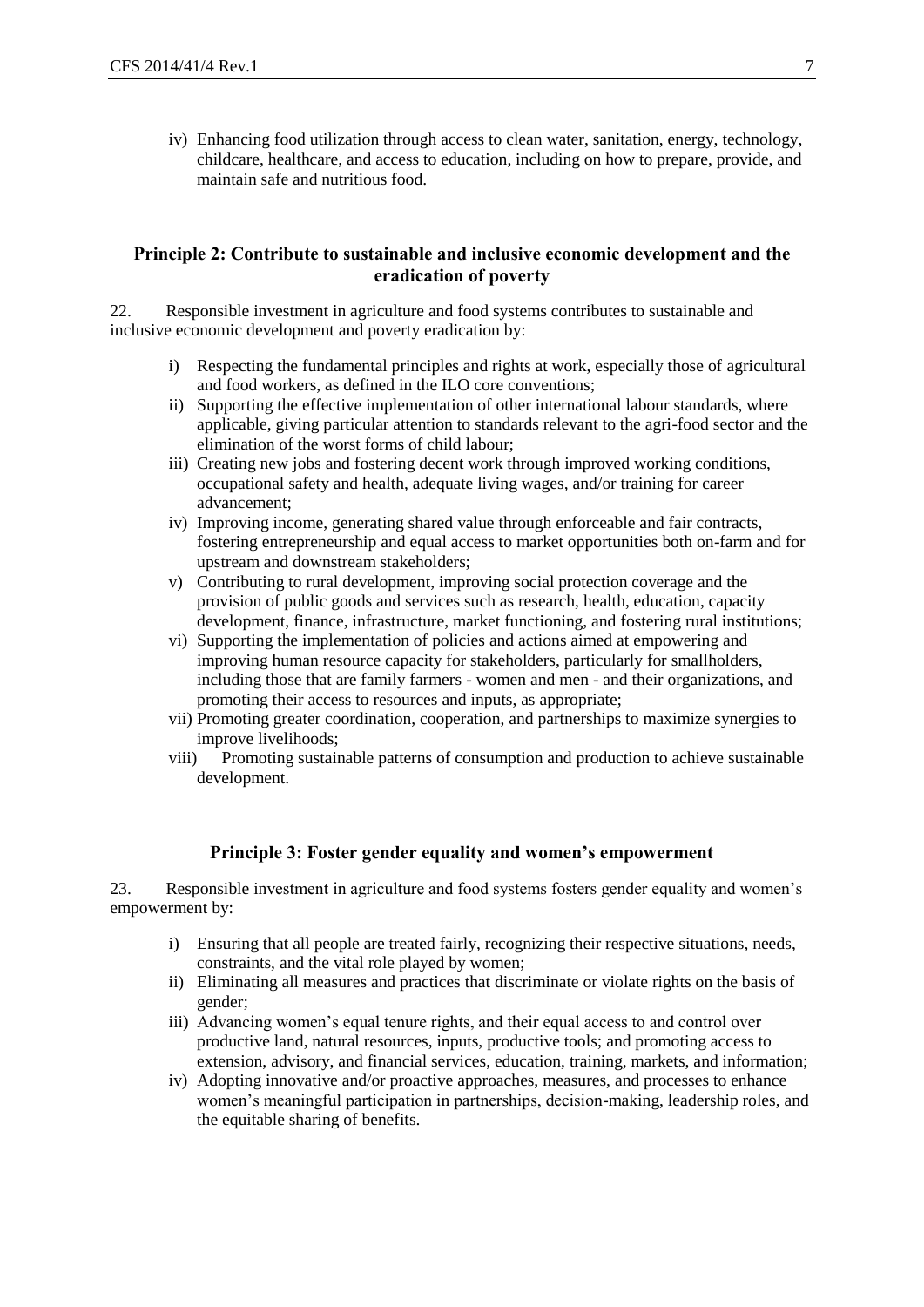iv) Enhancing food utilization through access to clean water, sanitation, energy, technology, childcare, healthcare, and access to education, including on how to prepare, provide, and maintain safe and nutritious food.

## Principle 2: Contribute to sustainable and inclusive economic development and the eradication of poverty

22. Responsible investment in agriculture and food systems contributes to sustainable and inclusive economic development and poverty eradication by:

- i) Respecting the fundamental principles and rights at work, especially those of agricultural and food workers, as defined in the ILO core conventions;
- ii) Supporting the effective implementation of other international labour standards, where applicable, giving particular attention to standards relevant to the agri-food sector and the elimination of the worst forms of child labour;
- iii) Creating new jobs and fostering decent work through improved working conditions, occupational safety and health, adequate living wages, and/or training for career advancement;
- iv) Improving income, generating shared value through enforceable and fair contracts, fostering entrepreneurship and equal access to market opportunities both on-farm and for upstream and downstream stakeholders;
- v) Contributing to rural development, improving social protection coverage and the provision of public goods and services such as research, health, education, capacity development, finance, infrastructure, market functioning, and fostering rural institutions;
- vi) Supporting the implementation of policies and actions aimed at empowering and improving human resource capacity for stakeholders, particularly for smallholders, including those that are family farmers - women and men - and their organizations, and promoting their access to resources and inputs, as appropriate;
- vii) Promoting greater coordination, cooperation, and partnerships to maximize synergies to improve livelihoods;
- viii) Promoting sustainable patterns of consumption and production to achieve sustainable development.

## Principle 3: Foster gender equality and women's empowerment

23. Responsible investment in agriculture and food systems fosters gender equality and women's empowerment by:

- i) Ensuring that all people are treated fairly, recognizing their respective situations, needs, constraints, and the vital role played by women;
- ii) Eliminating all measures and practices that discriminate or violate rights on the basis of gender;
- iii) Advancing women's equal tenure rights, and their equal access to and control over productive land, natural resources, inputs, productive tools; and promoting access to extension, advisory, and financial services, education, training, markets, and information;
- iv) Adopting innovative and/or proactive approaches, measures, and processes to enhance women's meaningful participation in partnerships, decision-making, leadership roles, and the equitable sharing of benefits.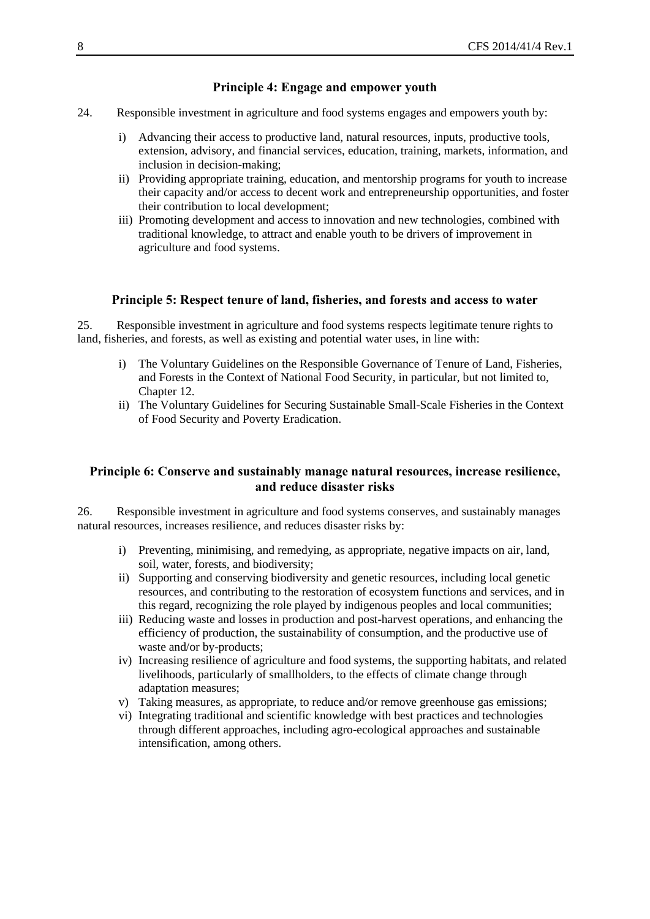### Principle 4: Engage and empower youth

24. Responsible investment in agriculture and food systems engages and empowers youth by:

- i) Advancing their access to productive land, natural resources, inputs, productive tools, extension, advisory, and financial services, education, training, markets, information, and inclusion in decision-making;
- ii) Providing appropriate training, education, and mentorship programs for youth to increase their capacity and/or access to decent work and entrepreneurship opportunities, and foster their contribution to local development;
- iii) Promoting development and access to innovation and new technologies, combined with traditional knowledge, to attract and enable youth to be drivers of improvement in agriculture and food systems.

### Principle 5: Respect tenure of land, fisheries, and forests and access to water

25. Responsible investment in agriculture and food systems respects legitimate tenure rights to land, fisheries, and forests, as well as existing and potential water uses, in line with:

- i) The Voluntary Guidelines on the Responsible Governance of Tenure of Land, Fisheries, and Forests in the Context of National Food Security, in particular, but not limited to, Chapter 12.
- ii) The Voluntary Guidelines for Securing Sustainable Small-Scale Fisheries in the Context of Food Security and Poverty Eradication.

### Principle 6: Conserve and sustainably manage natural resources, increase resilience, and reduce disaster risks

26. Responsible investment in agriculture and food systems conserves, and sustainably manages natural resources, increases resilience, and reduces disaster risks by:

- i) Preventing, minimising, and remedying, as appropriate, negative impacts on air, land, soil, water, forests, and biodiversity;
- ii) Supporting and conserving biodiversity and genetic resources, including local genetic resources, and contributing to the restoration of ecosystem functions and services, and in this regard, recognizing the role played by indigenous peoples and local communities;
- iii) Reducing waste and losses in production and post-harvest operations, and enhancing the efficiency of production, the sustainability of consumption, and the productive use of waste and/or by-products;
- iv) Increasing resilience of agriculture and food systems, the supporting habitats, and related livelihoods, particularly of smallholders, to the effects of climate change through adaptation measures;
- v) Taking measures, as appropriate, to reduce and/or remove greenhouse gas emissions;
- vi) Integrating traditional and scientific knowledge with best practices and technologies through different approaches, including agro-ecological approaches and sustainable intensification, among others.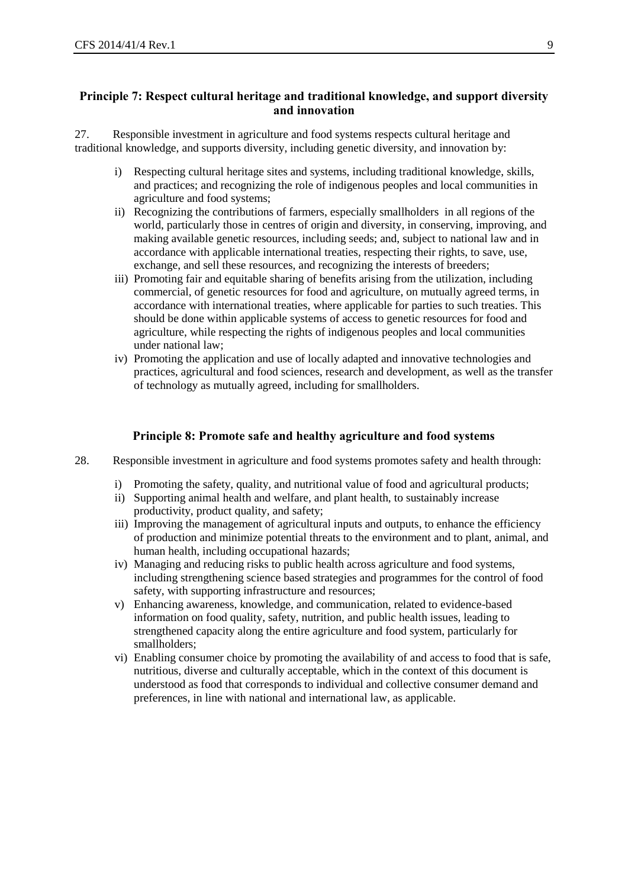### Principle 7: Respect cultural heritage and traditional knowledge, and support diversity and innovation

27. Responsible investment in agriculture and food systems respects cultural heritage and traditional knowledge, and supports diversity, including genetic diversity, and innovation by:

i) Respecting cultural heritage sites and systems, including traditional knowledge, skills, and practices; and recognizing the role of indigenous peoples and local communities in agriculture and food systems;

ii) Recognizing the contributions of farmers, especially smallholders in all regions of the world, particularly those in centres of origin and diversity, in conserving, improving, and making available genetic resources, including seeds; and, subject to national law and in accordance with applicable international treaties, respecting their rights, to save, use, exchange, and sell these resources, and recognizing the interests of breeders;

iii) Promoting fair and equitable sharing of benefits arising from the utilization, including commercial, of genetic resources for food and agriculture, on mutually agreed terms, in accordance with international treaties, where applicable for parties to such treaties. This should be done within applicable systems of access to genetic resources for food and agriculture, while respecting the rights of indigenous peoples and local communities under national law;

iv) Promoting the application and use of locally adapted and innovative technologies and practices, agricultural and food sciences, research and development, as well as the transfer of technology as mutually agreed, including for smallholders.

### Principle 8: Promote safe and healthy agriculture and food systems

28. Responsible investment in agriculture and food systems promotes safety and health through:

i) Promoting the safety, quality, and nutritional value of food and agricultural products;

ii) Supporting animal health and welfare, and plant health, to sustainably increase productivity, product quality, and safety;

iii) Improving the management of agricultural inputs and outputs, to enhance the efficiency of production and minimize potential threats to the environment and to plant, animal, and human health, including occupational hazards;

iv) Managing and reducing risks to public health across agriculture and food systems, including strengthening science based strategies and programmes for the control of food safety, with supporting infrastructure and resources;

v) Enhancing awareness, knowledge, and communication, related to evidence-based information on food quality, safety, nutrition, and public health issues, leading to strengthened capacity along the entire agriculture and food system, particularly for smallholders;

vi) Enabling consumer choice by promoting the availability of and access to food that is safe, nutritious, diverse and culturally acceptable, which in the context of this document is understood as food that corresponds to individual and collective consumer demand and preferences, in line with national and international law, as applicable.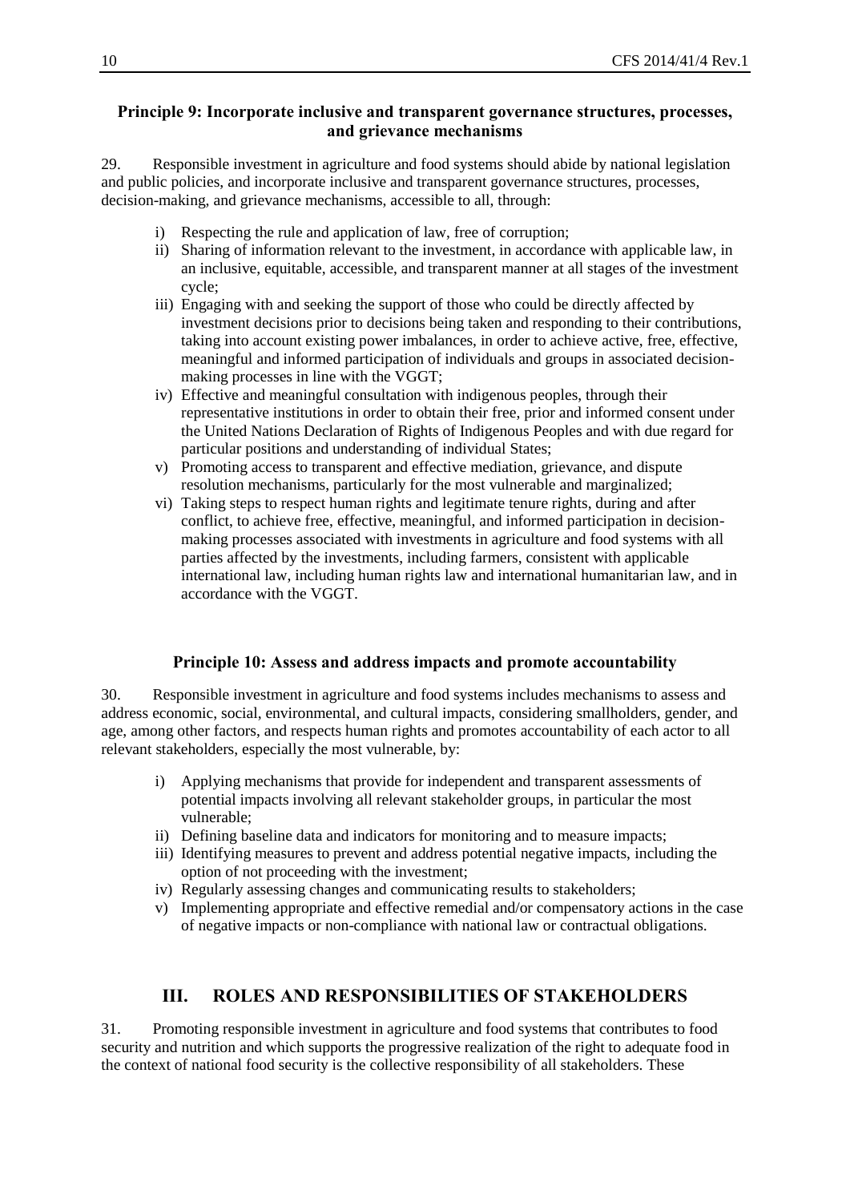### Principle 9: Incorporate inclusive and transparent governance structures, processes, and grievance mechanisms

29. Responsible investment in agriculture and food systems should abide by national legislation and public policies, and incorporate inclusive and transparent governance structures, processes, decision-making, and grievance mechanisms, accessible to all, through:

i) Respecting the rule and application of law, free of corruption;
ii) Sharing of information relevant to the investment, in accordance with applicable law, in an inclusive, equitable, accessible, and transparent manner at all stages of the investment cycle;
iii) Engaging with and seeking the support of those who could be directly affected by investment decisions prior to decisions being taken and responding to their contributions, taking into account existing power imbalances, in order to achieve active, free, effective, meaningful and informed participation of individuals and groups in associated decision-making processes in line with the VGGT;
iv) Effective and meaningful consultation with indigenous peoples, through their representative institutions in order to obtain their free, prior and informed consent under the United Nations Declaration of Rights of Indigenous Peoples and with due regard for particular positions and understanding of individual States;
v) Promoting access to transparent and effective mediation, grievance, and dispute resolution mechanisms, particularly for the most vulnerable and marginalized;
vi) Taking steps to respect human rights and legitimate tenure rights, during and after conflict, to achieve free, effective, meaningful, and informed participation in decision-making processes associated with investments in agriculture and food systems with all parties affected by the investments, including farmers, consistent with applicable international law, including human rights law and international humanitarian law, and in accordance with the VGGT.

### Principle 10: Assess and address impacts and promote accountability

30. Responsible investment in agriculture and food systems includes mechanisms to assess and address economic, social, environmental, and cultural impacts, considering smallholders, gender, and age, among other factors, and respects human rights and promotes accountability of each actor to all relevant stakeholders, especially the most vulnerable, by:

i) Applying mechanisms that provide for independent and transparent assessments of potential impacts involving all relevant stakeholder groups, in particular the most vulnerable;
ii) Defining baseline data and indicators for monitoring and to measure impacts;
iii) Identifying measures to prevent and address potential negative impacts, including the option of not proceeding with the investment;
iv) Regularly assessing changes and communicating results to stakeholders;
v) Implementing appropriate and effective remedial and/or compensatory actions in the case of negative impacts or non-compliance with national law or contractual obligations.

## III. ROLES AND RESPONSIBILITIES OF STAKEHOLDERS

31. Promoting responsible investment in agriculture and food systems that contributes to food security and nutrition and which supports the progressive realization of the right to adequate food in the context of national food security is the collective responsibility of all stakeholders. These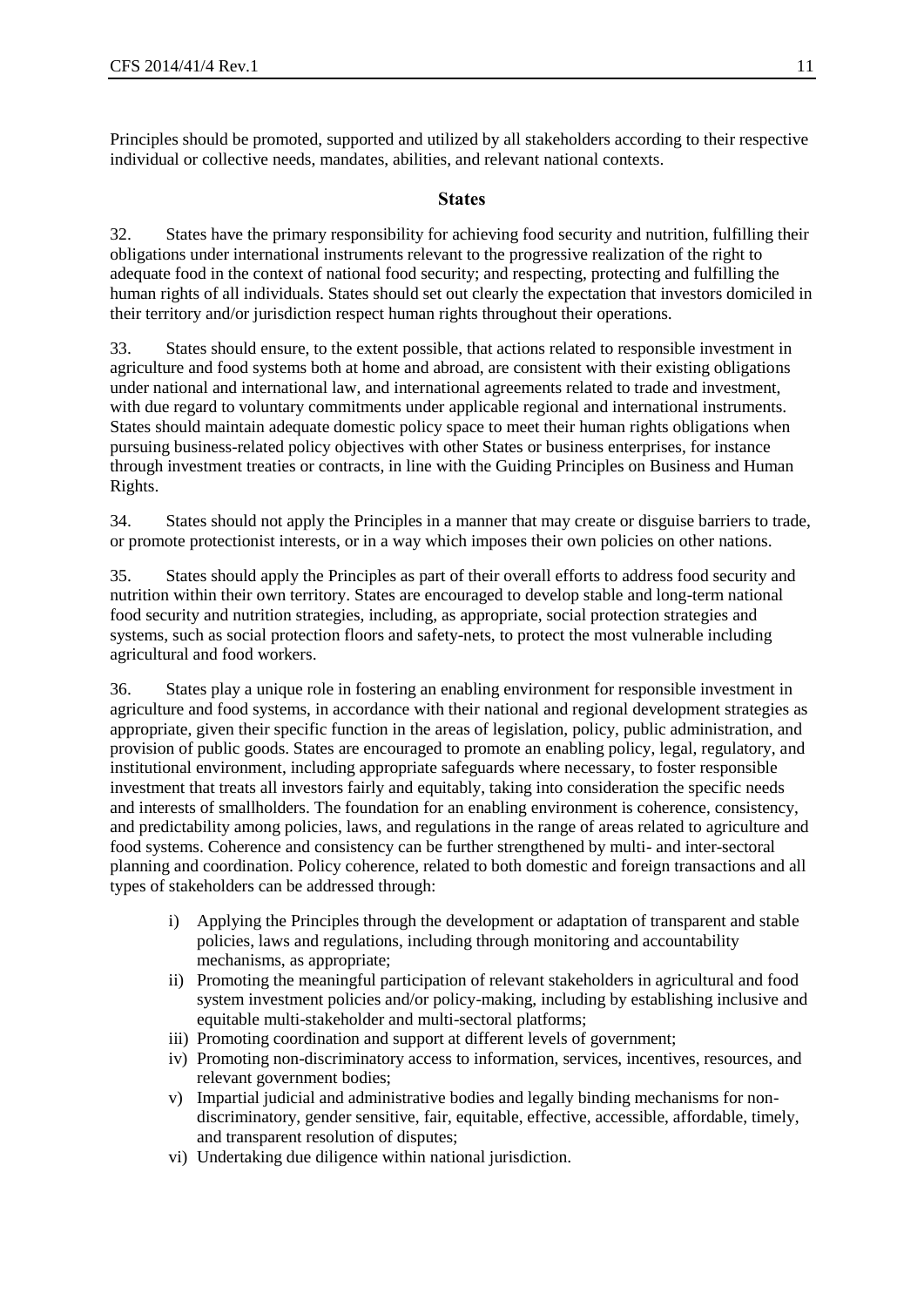Principles should be promoted, supported and utilized by all stakeholders according to their respective individual or collective needs, mandates, abilities, and relevant national contexts.

### States

32. States have the primary responsibility for achieving food security and nutrition, fulfilling their obligations under international instruments relevant to the progressive realization of the right to adequate food in the context of national food security; and respecting, protecting and fulfilling the human rights of all individuals. States should set out clearly the expectation that investors domiciled in their territory and/or jurisdiction respect human rights throughout their operations.

33. States should ensure, to the extent possible, that actions related to responsible investment in agriculture and food systems both at home and abroad, are consistent with their existing obligations under national and international law, and international agreements related to trade and investment, with due regard to voluntary commitments under applicable regional and international instruments. States should maintain adequate domestic policy space to meet their human rights obligations when pursuing business-related policy objectives with other States or business enterprises, for instance through investment treaties or contracts, in line with the Guiding Principles on Business and Human Rights.

34. States should not apply the Principles in a manner that may create or disguise barriers to trade, or promote protectionist interests, or in a way which imposes their own policies on other nations.

35. States should apply the Principles as part of their overall efforts to address food security and nutrition within their own territory. States are encouraged to develop stable and long-term national food security and nutrition strategies, including, as appropriate, social protection strategies and systems, such as social protection floors and safety-nets, to protect the most vulnerable including agricultural and food workers.

36. States play a unique role in fostering an enabling environment for responsible investment in agriculture and food systems, in accordance with their national and regional development strategies as appropriate, given their specific function in the areas of legislation, policy, public administration, and provision of public goods. States are encouraged to promote an enabling policy, legal, regulatory, and institutional environment, including appropriate safeguards where necessary, to foster responsible investment that treats all investors fairly and equitably, taking into consideration the specific needs and interests of smallholders. The foundation for an enabling environment is coherence, consistency, and predictability among policies, laws, and regulations in the range of areas related to agriculture and food systems. Coherence and consistency can be further strengthened by multi- and inter-sectoral planning and coordination. Policy coherence, related to both domestic and foreign transactions and all types of stakeholders can be addressed through:

i) Applying the Principles through the development or adaptation of transparent and stable policies, laws and regulations, including through monitoring and accountability mechanisms, as appropriate;
ii) Promoting the meaningful participation of relevant stakeholders in agricultural and food system investment policies and/or policy-making, including by establishing inclusive and equitable multi-stakeholder and multi-sectoral platforms;
iii) Promoting coordination and support at different levels of government;
iv) Promoting non-discriminatory access to information, services, incentives, resources, and relevant government bodies;
v) Impartial judicial and administrative bodies and legally binding mechanisms for non-discriminatory, gender sensitive, fair, equitable, effective, accessible, affordable, timely, and transparent resolution of disputes;
vi) Undertaking due diligence within national jurisdiction.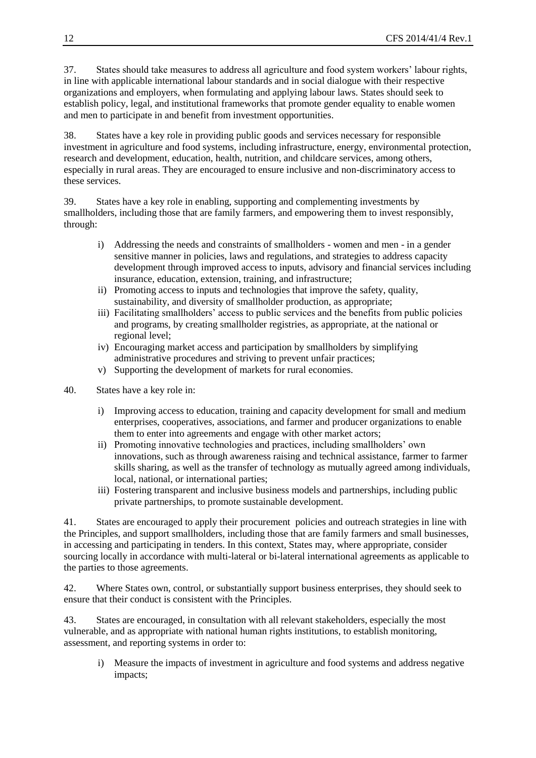37. States should take measures to address all agriculture and food system workers' labour rights, in line with applicable international labour standards and in social dialogue with their respective organizations and employers, when formulating and applying labour laws. States should seek to establish policy, legal, and institutional frameworks that promote gender equality to enable women and men to participate in and benefit from investment opportunities.

38. States have a key role in providing public goods and services necessary for responsible investment in agriculture and food systems, including infrastructure, energy, environmental protection, research and development, education, health, nutrition, and childcare services, among others, especially in rural areas. They are encouraged to ensure inclusive and non-discriminatory access to these services.

39. States have a key role in enabling, supporting and complementing investments by smallholders, including those that are family farmers, and empowering them to invest responsibly, through:

- i) Addressing the needs and constraints of smallholders - women and men - in a gender sensitive manner in policies, laws and regulations, and strategies to address capacity development through improved access to inputs, advisory and financial services including insurance, education, extension, training, and infrastructure;
- ii) Promoting access to inputs and technologies that improve the safety, quality, sustainability, and diversity of smallholder production, as appropriate;
- iii) Facilitating smallholders' access to public services and the benefits from public policies and programs, by creating smallholder registries, as appropriate, at the national or regional level;
- iv) Encouraging market access and participation by smallholders by simplifying administrative procedures and striving to prevent unfair practices;
- v) Supporting the development of markets for rural economies.

40. States have a key role in:

- i) Improving access to education, training and capacity development for small and medium enterprises, cooperatives, associations, and farmer and producer organizations to enable them to enter into agreements and engage with other market actors;
- ii) Promoting innovative technologies and practices, including smallholders' own innovations, such as through awareness raising and technical assistance, farmer to farmer skills sharing, as well as the transfer of technology as mutually agreed among individuals, local, national, or international parties;
- iii) Fostering transparent and inclusive business models and partnerships, including public private partnerships, to promote sustainable development.

41. States are encouraged to apply their procurement policies and outreach strategies in line with the Principles, and support smallholders, including those that are family farmers and small businesses, in accessing and participating in tenders. In this context, States may, where appropriate, consider sourcing locally in accordance with multi-lateral or bi-lateral international agreements as applicable to the parties to those agreements.

42. Where States own, control, or substantially support business enterprises, they should seek to ensure that their conduct is consistent with the Principles.

43. States are encouraged, in consultation with all relevant stakeholders, especially the most vulnerable, and as appropriate with national human rights institutions, to establish monitoring, assessment, and reporting systems in order to:

- i) Measure the impacts of investment in agriculture and food systems and address negative impacts;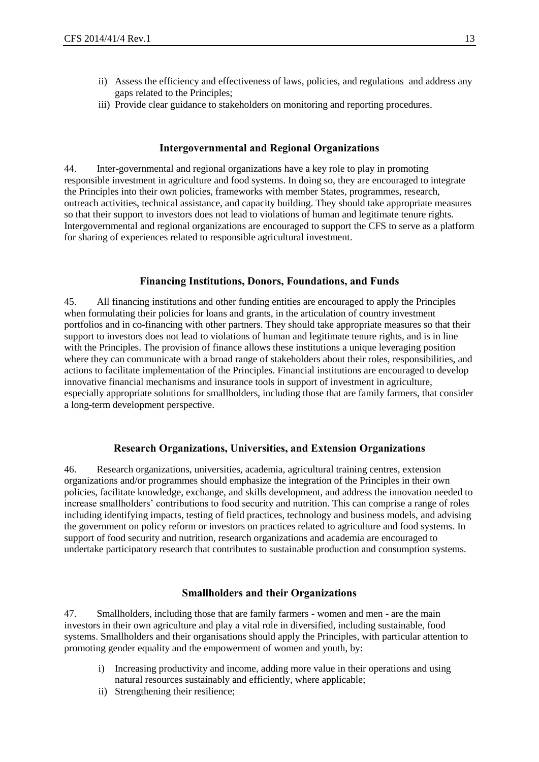ii) Assess the efficiency and effectiveness of laws, policies, and regulations and address any gaps related to the Principles;
iii) Provide clear guidance to stakeholders on monitoring and reporting procedures.

### Intergovernmental and Regional Organizations

44. Inter-governmental and regional organizations have a key role to play in promoting responsible investment in agriculture and food systems. In doing so, they are encouraged to integrate the Principles into their own policies, frameworks with member States, programmes, research, outreach activities, technical assistance, and capacity building. They should take appropriate measures so that their support to investors does not lead to violations of human and legitimate tenure rights. Intergovernmental and regional organizations are encouraged to support the CFS to serve as a platform for sharing of experiences related to responsible agricultural investment.

### Financing Institutions, Donors, Foundations, and Funds

45. All financing institutions and other funding entities are encouraged to apply the Principles when formulating their policies for loans and grants, in the articulation of country investment portfolios and in co-financing with other partners. They should take appropriate measures so that their support to investors does not lead to violations of human and legitimate tenure rights, and is in line with the Principles. The provision of finance allows these institutions a unique leveraging position where they can communicate with a broad range of stakeholders about their roles, responsibilities, and actions to facilitate implementation of the Principles. Financial institutions are encouraged to develop innovative financial mechanisms and insurance tools in support of investment in agriculture, especially appropriate solutions for smallholders, including those that are family farmers, that consider a long-term development perspective.

### Research Organizations, Universities, and Extension Organizations

46. Research organizations, universities, academia, agricultural training centres, extension organizations and/or programmes should emphasize the integration of the Principles in their own policies, facilitate knowledge, exchange, and skills development, and address the innovation needed to increase smallholders' contributions to food security and nutrition. This can comprise a range of roles including identifying impacts, testing of field practices, technology and business models, and advising the government on policy reform or investors on practices related to agriculture and food systems. In support of food security and nutrition, research organizations and academia are encouraged to undertake participatory research that contributes to sustainable production and consumption systems.

### Smallholders and their Organizations

47. Smallholders, including those that are family farmers - women and men - are the main investors in their own agriculture and play a vital role in diversified, including sustainable, food systems. Smallholders and their organisations should apply the Principles, with particular attention to promoting gender equality and the empowerment of women and youth, by:

i) Increasing productivity and income, adding more value in their operations and using natural resources sustainably and efficiently, where applicable;
ii) Strengthening their resilience;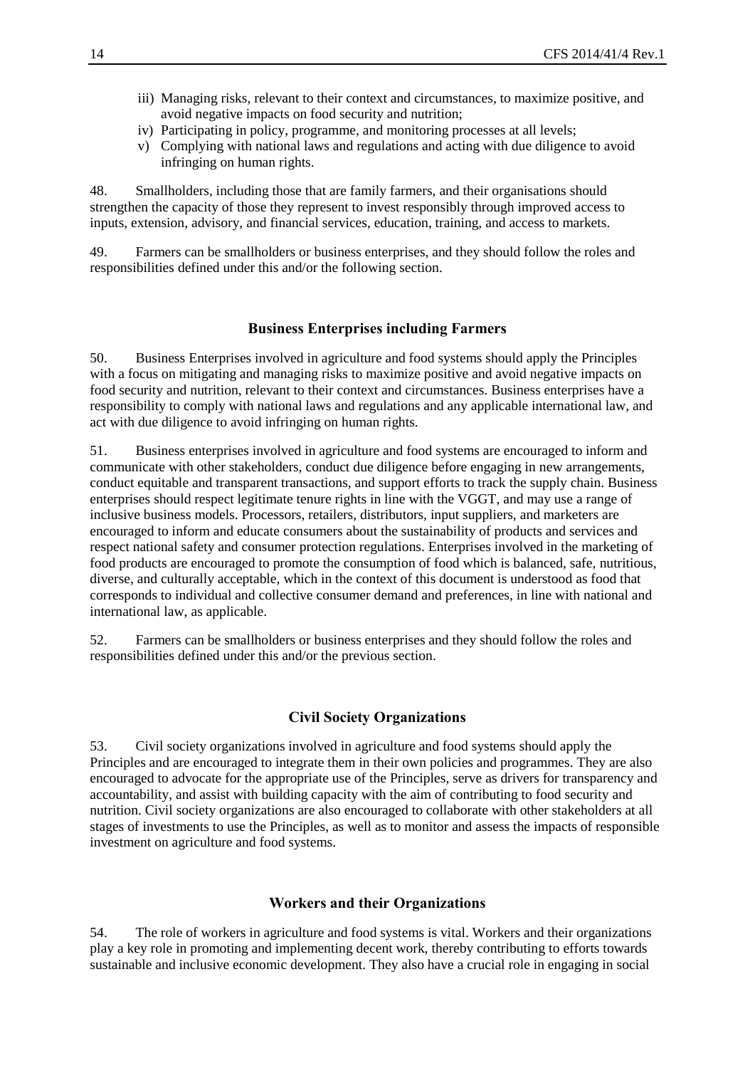iii) Managing risks, relevant to their context and circumstances, to maximize positive, and avoid negative impacts on food security and nutrition;
iv) Participating in policy, programme, and monitoring processes at all levels;
v) Complying with national laws and regulations and acting with due diligence to avoid infringing on human rights.

48. Smallholders, including those that are family farmers, and their organisations should strengthen the capacity of those they represent to invest responsibly through improved access to inputs, extension, advisory, and financial services, education, training, and access to markets.

49. Farmers can be smallholders or business enterprises, and they should follow the roles and responsibilities defined under this and/or the following section.

### Business Enterprises including Farmers

50. Business Enterprises involved in agriculture and food systems should apply the Principles with a focus on mitigating and managing risks to maximize positive and avoid negative impacts on food security and nutrition, relevant to their context and circumstances. Business enterprises have a responsibility to comply with national laws and regulations and any applicable international law, and act with due diligence to avoid infringing on human rights.

51. Business enterprises involved in agriculture and food systems are encouraged to inform and communicate with other stakeholders, conduct due diligence before engaging in new arrangements, conduct equitable and transparent transactions, and support efforts to track the supply chain. Business enterprises should respect legitimate tenure rights in line with the VGGT, and may use a range of inclusive business models. Processors, retailers, distributors, input suppliers, and marketers are encouraged to inform and educate consumers about the sustainability of products and services and respect national safety and consumer protection regulations. Enterprises involved in the marketing of food products are encouraged to promote the consumption of food which is balanced, safe, nutritious, diverse, and culturally acceptable, which in the context of this document is understood as food that corresponds to individual and collective consumer demand and preferences, in line with national and international law, as applicable.

52. Farmers can be smallholders or business enterprises and they should follow the roles and responsibilities defined under this and/or the previous section.

### Civil Society Organizations

53. Civil society organizations involved in agriculture and food systems should apply the Principles and are encouraged to integrate them in their own policies and programmes. They are also encouraged to advocate for the appropriate use of the Principles, serve as drivers for transparency and accountability, and assist with building capacity with the aim of contributing to food security and nutrition. Civil society organizations are also encouraged to collaborate with other stakeholders at all stages of investments to use the Principles, as well as to monitor and assess the impacts of responsible investment on agriculture and food systems.

### Workers and their Organizations

54. The role of workers in agriculture and food systems is vital. Workers and their organizations play a key role in promoting and implementing decent work, thereby contributing to efforts towards sustainable and inclusive economic development. They also have a crucial role in engaging in social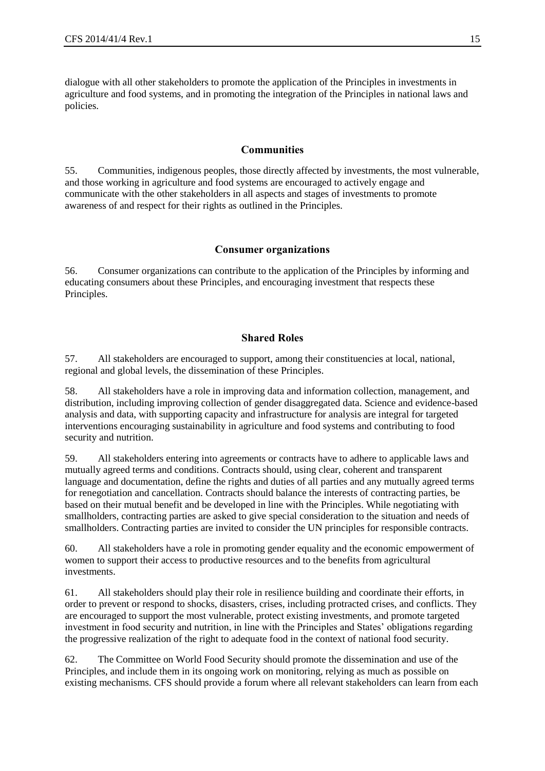dialogue with all other stakeholders to promote the application of the Principles in investments in agriculture and food systems, and in promoting the integration of the Principles in national laws and policies.

## Communities

55. Communities, indigenous peoples, those directly affected by investments, the most vulnerable, and those working in agriculture and food systems are encouraged to actively engage and communicate with the other stakeholders in all aspects and stages of investments to promote awareness of and respect for their rights as outlined in the Principles.

## Consumer organizations

56. Consumer organizations can contribute to the application of the Principles by informing and educating consumers about these Principles, and encouraging investment that respects these Principles.

## Shared Roles

57. All stakeholders are encouraged to support, among their constituencies at local, national, regional and global levels, the dissemination of these Principles.

58. All stakeholders have a role in improving data and information collection, management, and distribution, including improving collection of gender disaggregated data. Science and evidence-based analysis and data, with supporting capacity and infrastructure for analysis are integral for targeted interventions encouraging sustainability in agriculture and food systems and contributing to food security and nutrition.

59. All stakeholders entering into agreements or contracts have to adhere to applicable laws and mutually agreed terms and conditions. Contracts should, using clear, coherent and transparent language and documentation, define the rights and duties of all parties and any mutually agreed terms for renegotiation and cancellation. Contracts should balance the interests of contracting parties, be based on their mutual benefit and be developed in line with the Principles. While negotiating with smallholders, contracting parties are asked to give special consideration to the situation and needs of smallholders. Contracting parties are invited to consider the UN principles for responsible contracts.

60. All stakeholders have a role in promoting gender equality and the economic empowerment of women to support their access to productive resources and to the benefits from agricultural investments.

61. All stakeholders should play their role in resilience building and coordinate their efforts, in order to prevent or respond to shocks, disasters, crises, including protracted crises, and conflicts. They are encouraged to support the most vulnerable, protect existing investments, and promote targeted investment in food security and nutrition, in line with the Principles and States' obligations regarding the progressive realization of the right to adequate food in the context of national food security.

62. The Committee on World Food Security should promote the dissemination and use of the Principles, and include them in its ongoing work on monitoring, relying as much as possible on existing mechanisms. CFS should provide a forum where all relevant stakeholders can learn from each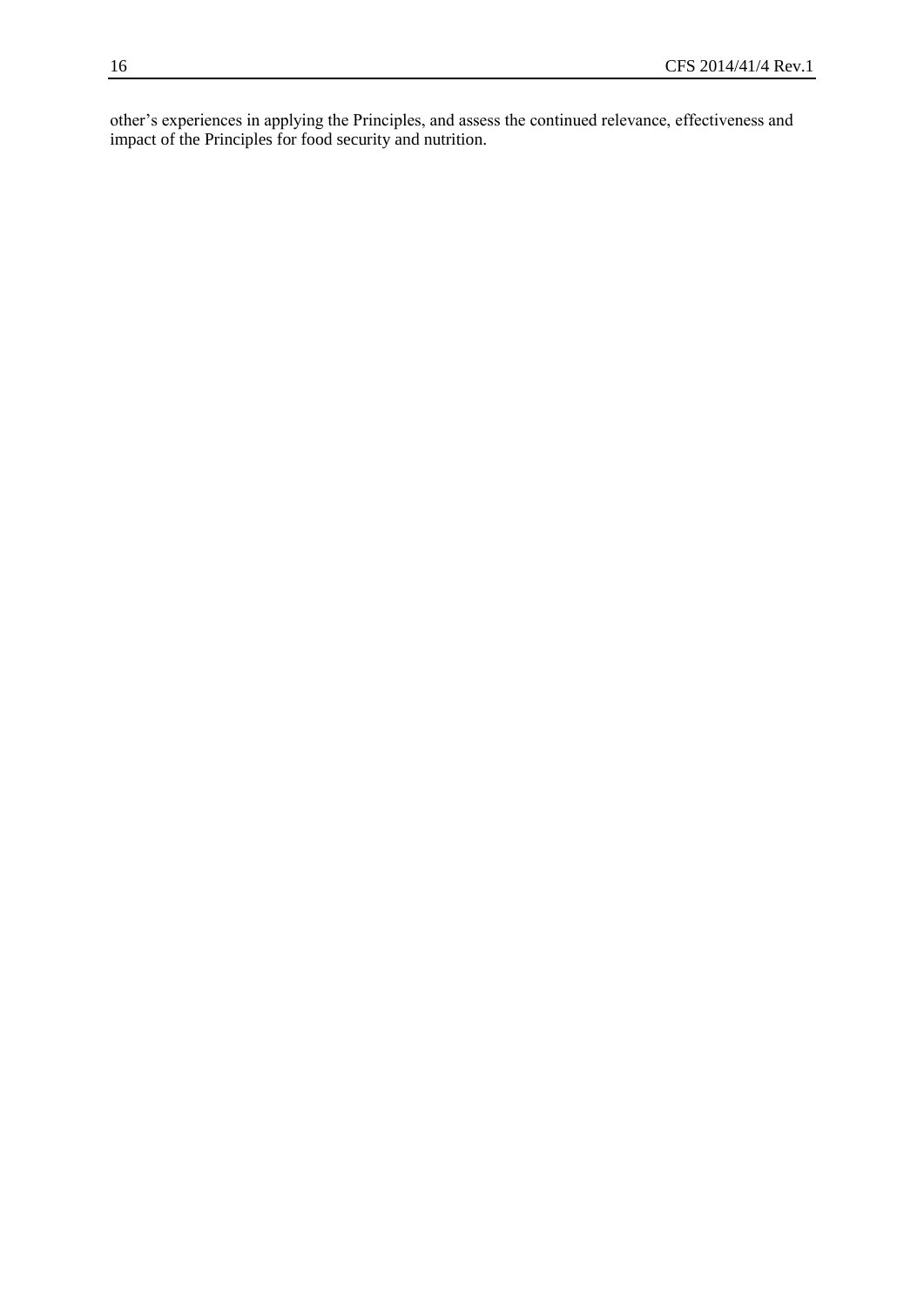other's experiences in applying the Principles, and assess the continued relevance, effectiveness and impact of the Principles for food security and nutrition.